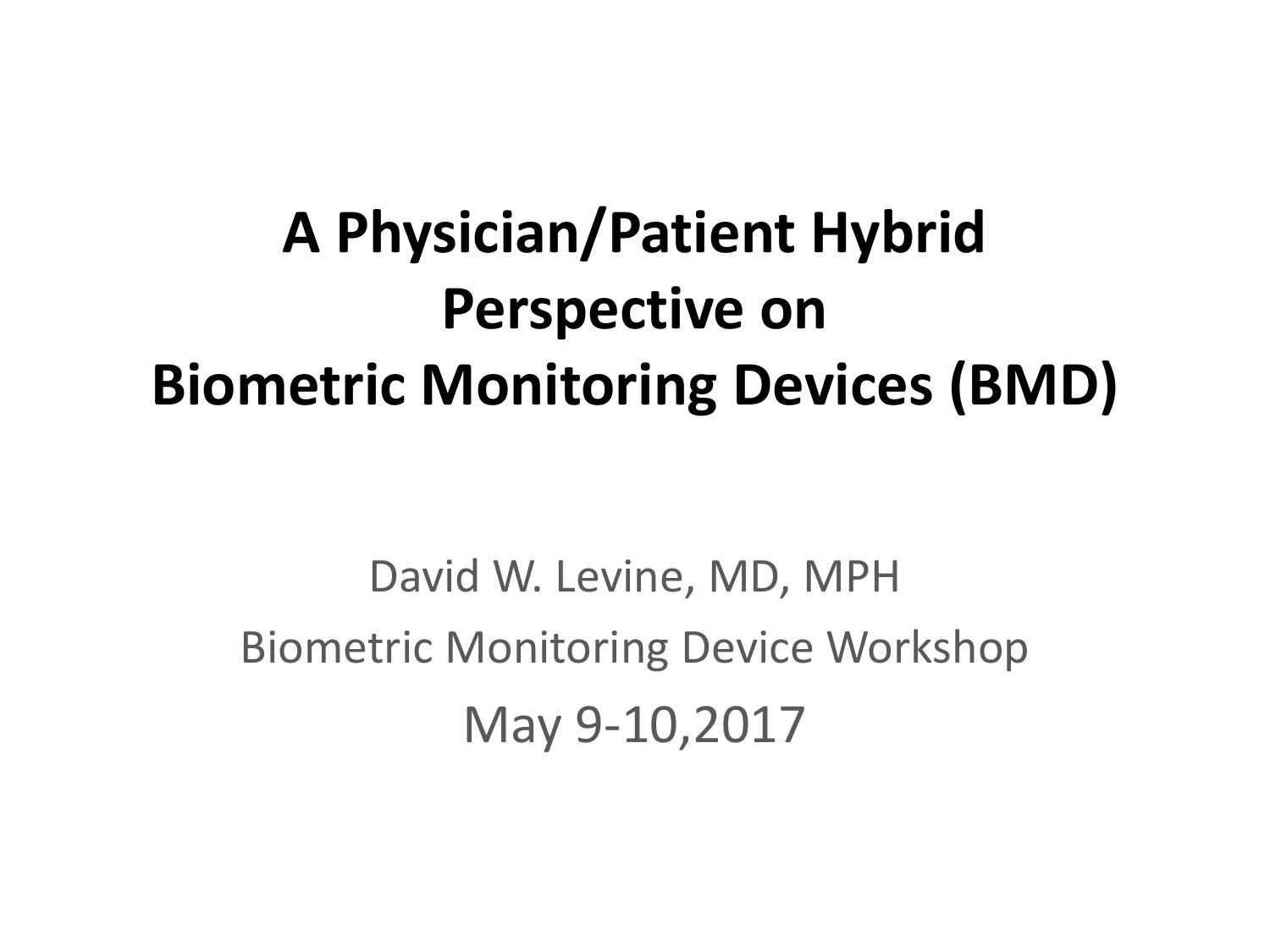# A Physician/Patient Hybrid Perspective on Biometric Monitoring Devices (BMD)

David W. Levine, MD, MPH

Biometric Monitoring Device Workshop

May 9-10,2017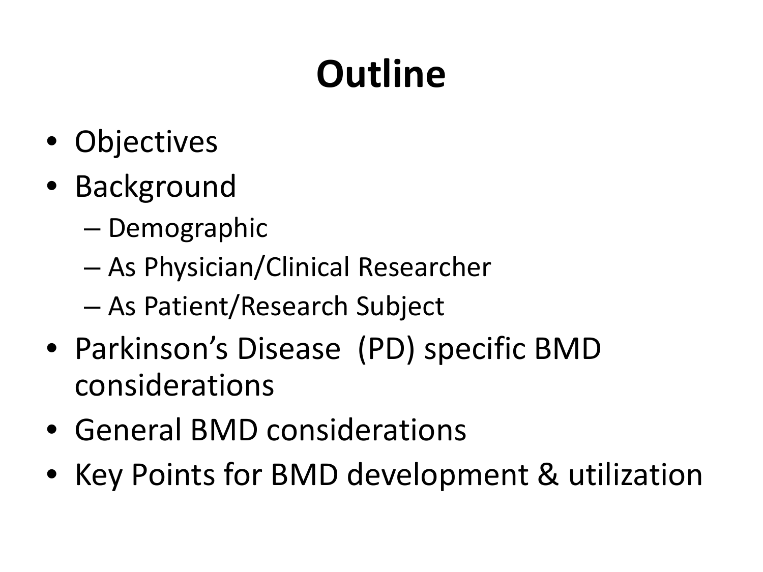# Outline

- Objectives
- Background
  - Demographic
  - As Physician/Clinical Researcher
  - As Patient/Research Subject
- Parkinson's Disease (PD) specific BMD considerations
- General BMD considerations
- Key Points for BMD development & utilization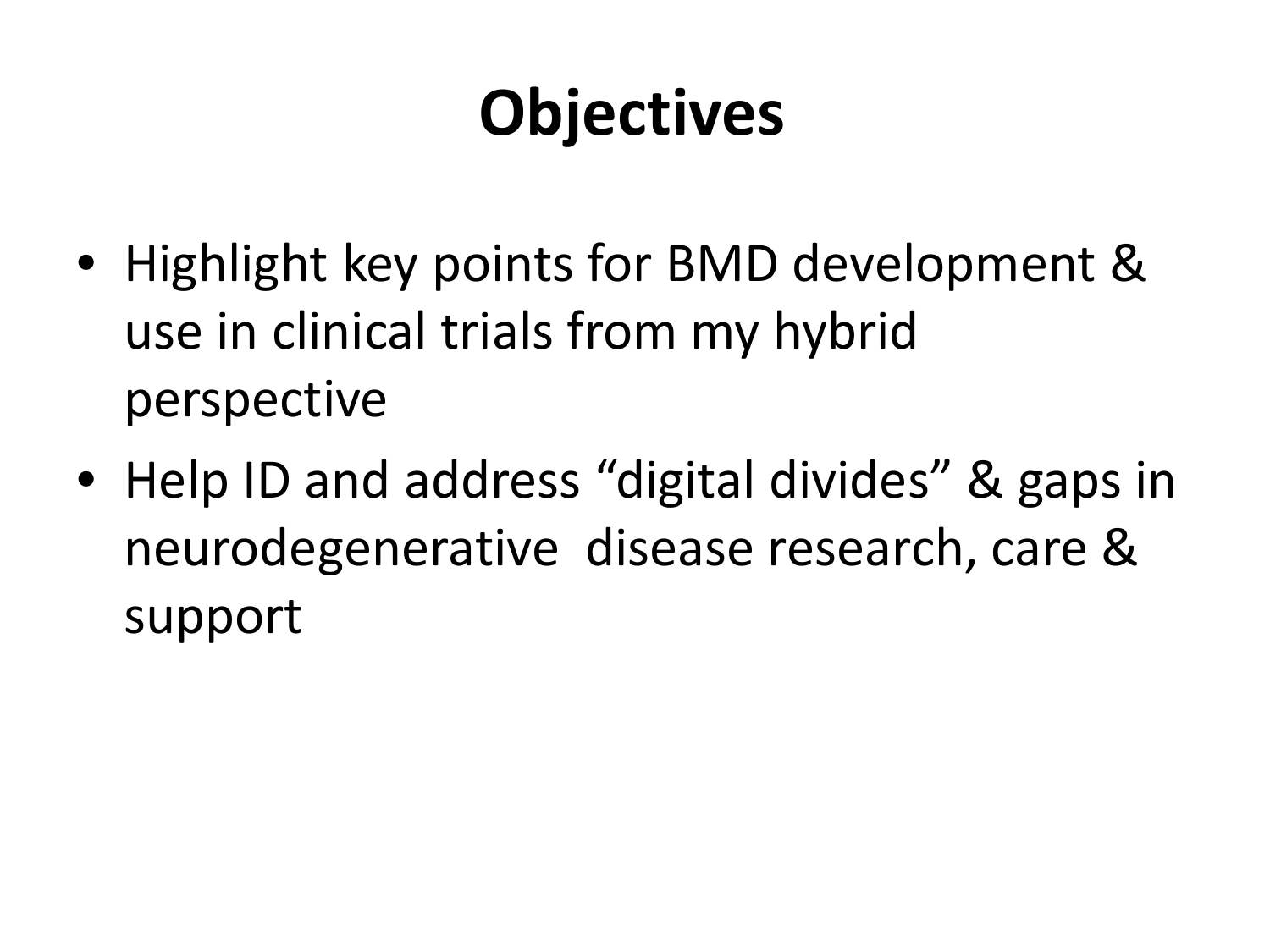# Objectives

- Highlight key points for BMD development & use in clinical trials from my hybrid perspective
- Help ID and address “digital divides” & gaps in neurodegenerative disease research, care & support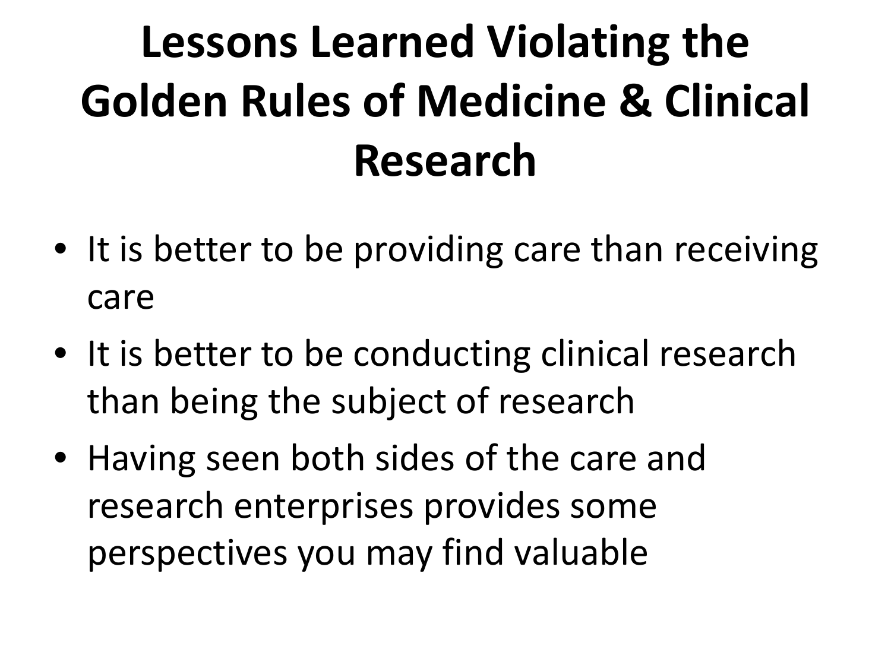# Lessons Learned Violating the Golden Rules of Medicine & Clinical Research

- It is better to be providing care than receiving care
- It is better to be conducting clinical research than being the subject of research
- Having seen both sides of the care and research enterprises provides some perspectives you may find valuable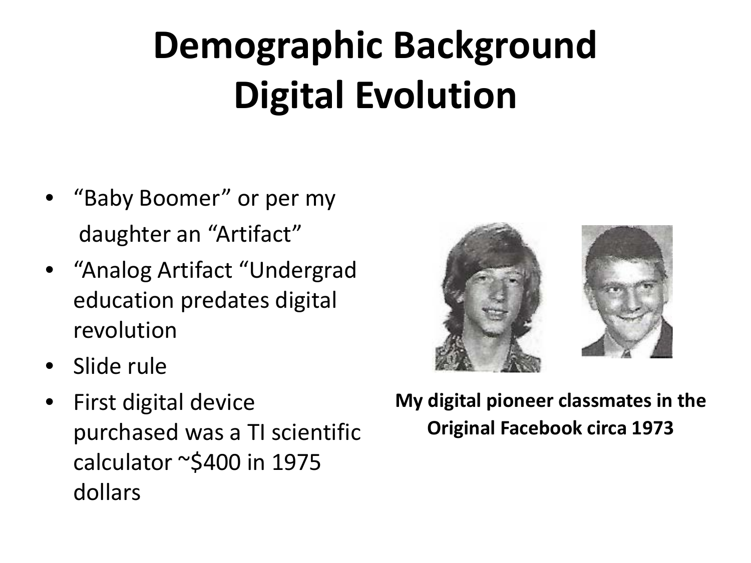# Demographic Background
# Digital Evolution

- “Baby Boomer” or per my daughter an “Artifact”
- “Analog Artifact “Undergrad education predates digital revolution
- Slide rule
- First digital device purchased was a TI scientific calculator ~$400 in 1975 dollars

**My digital pioneer classmates in the Original Facebook circa 1973**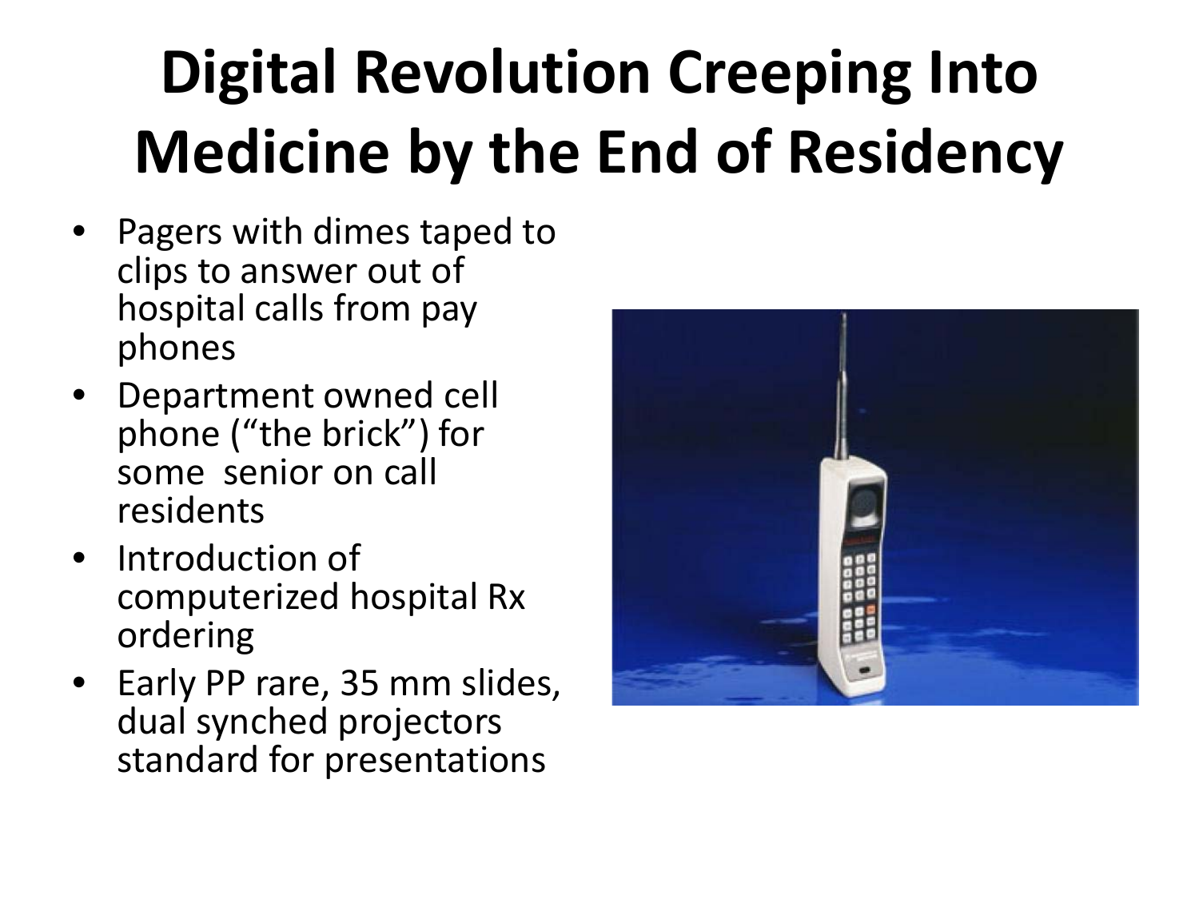# Digital Revolution Creeping Into Medicine by the End of Residency

- Pagers with dimes taped to clips to answer out of hospital calls from pay phones
- Department owned cell phone (“the brick”) for some senior on call residents
- Introduction of computerized hospital Rx ordering
- Early PP rare, 35 mm slides, dual synched projectors standard for presentations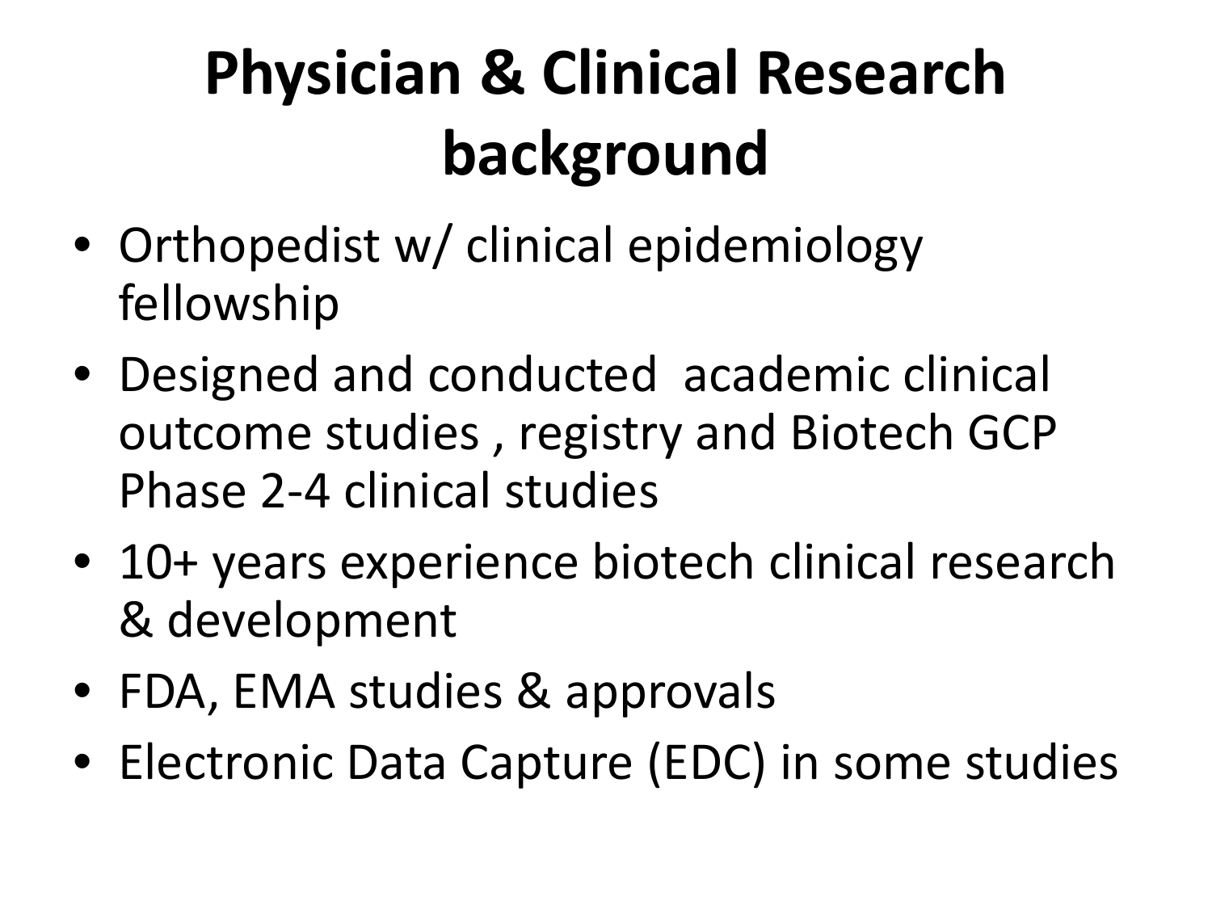# Physician & Clinical Research background

- Orthopedist w/ clinical epidemiology fellowship
- Designed and conducted academic clinical outcome studies , registry and Biotech GCP Phase 2-4 clinical studies
- 10+ years experience biotech clinical research & development
- FDA, EMA studies & approvals
- Electronic Data Capture (EDC) in some studies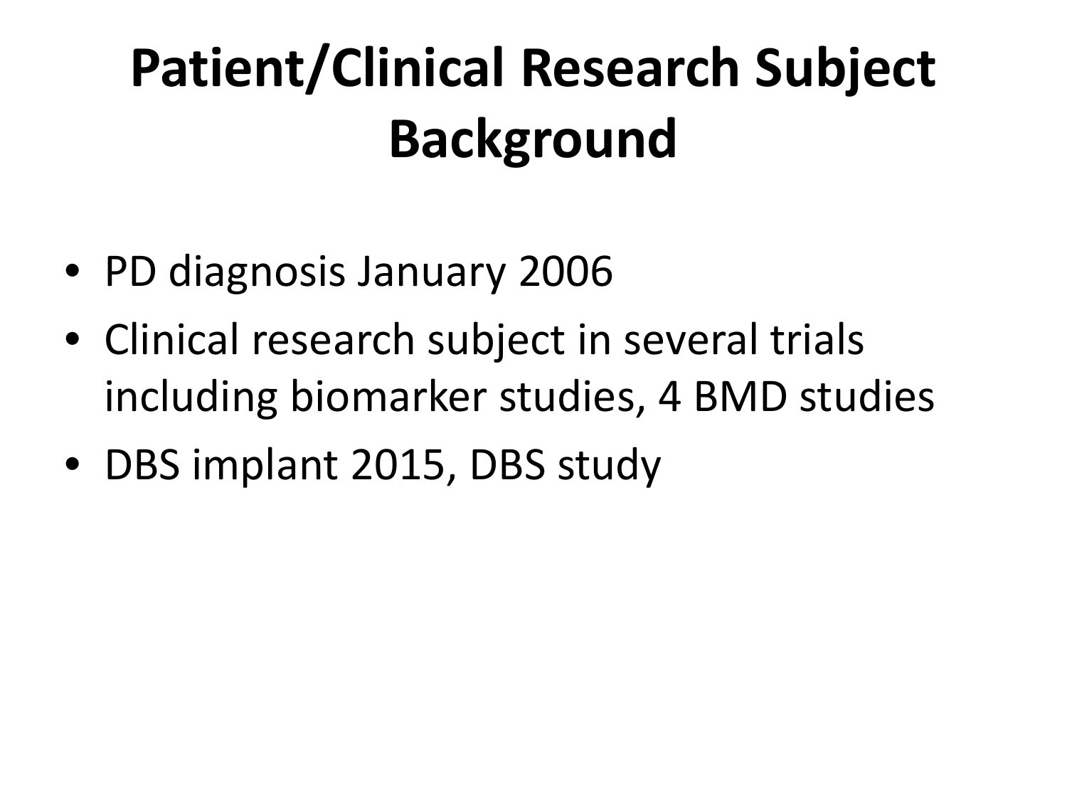# Patient/Clinical Research Subject Background

- PD diagnosis January 2006
- Clinical research subject in several trials including biomarker studies, 4 BMD studies
- DBS implant 2015, DBS study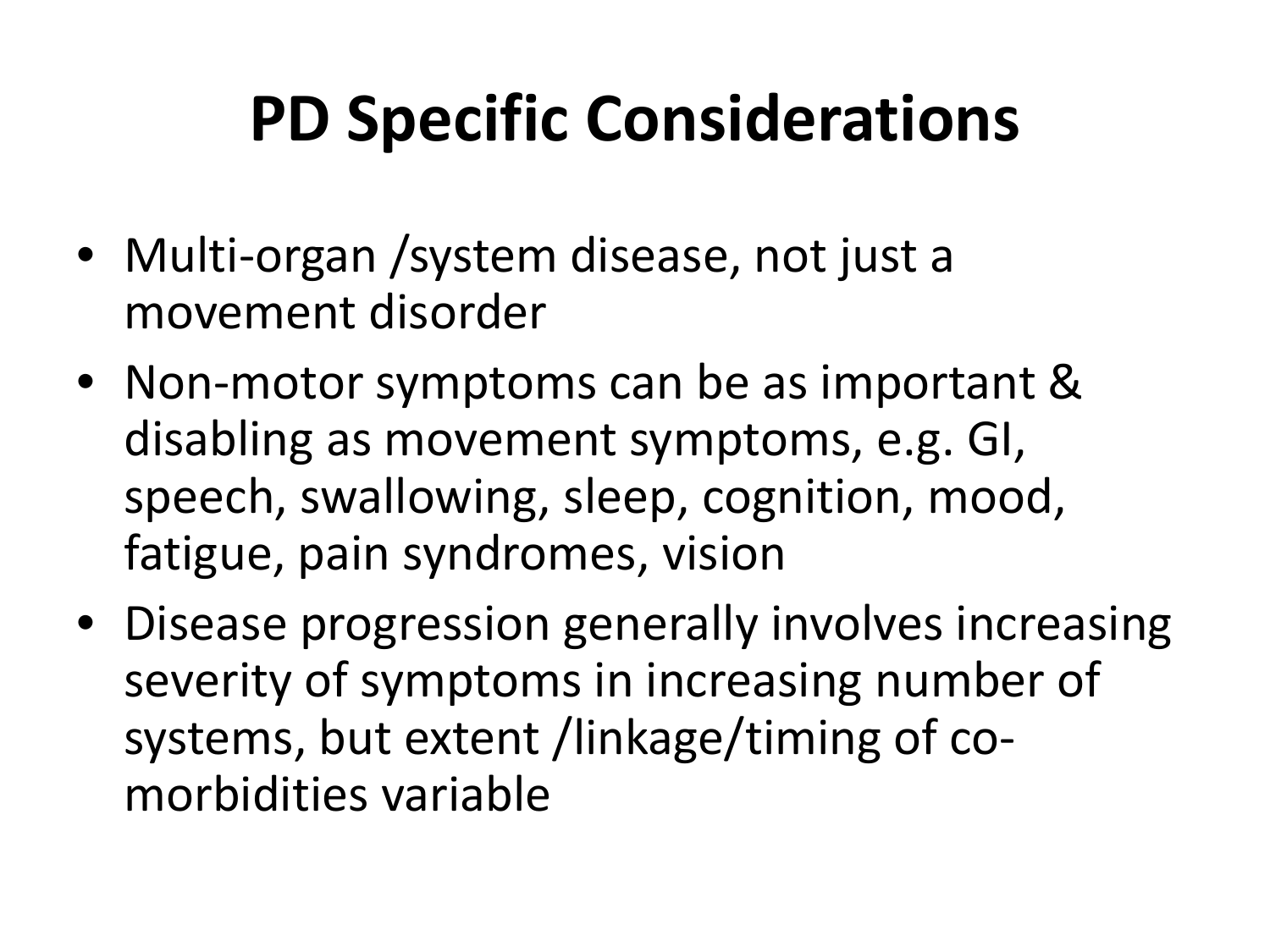# PD Specific Considerations

- Multi-organ /system disease, not just a movement disorder
- Non-motor symptoms can be as important & disabling as movement symptoms, e.g. GI, speech, swallowing, sleep, cognition, mood, fatigue, pain syndromes, vision
- Disease progression generally involves increasing severity of symptoms in increasing number of systems, but extent /linkage/timing of co-morbidities variable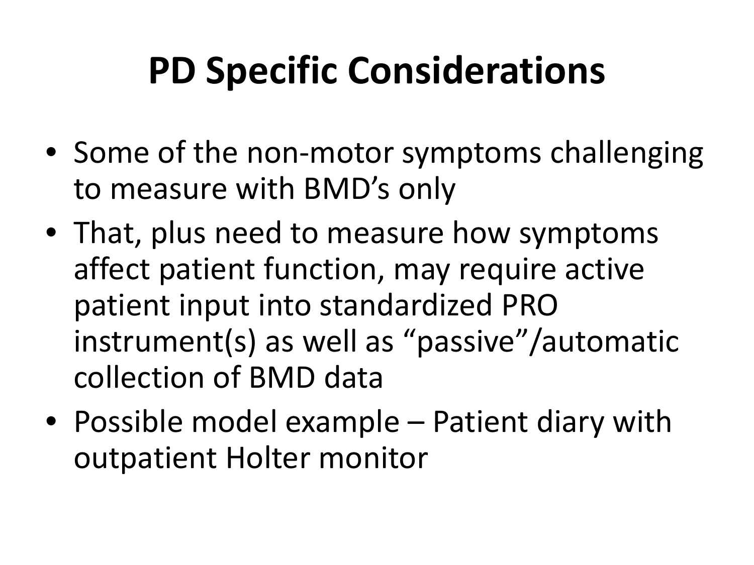# PD Specific Considerations

- Some of the non-motor symptoms challenging to measure with BMD's only
- That, plus need to measure how symptoms affect patient function, may require active patient input into standardized PRO instrument(s) as well as "passive"/automatic collection of BMD data
- Possible model example – Patient diary with outpatient Holter monitor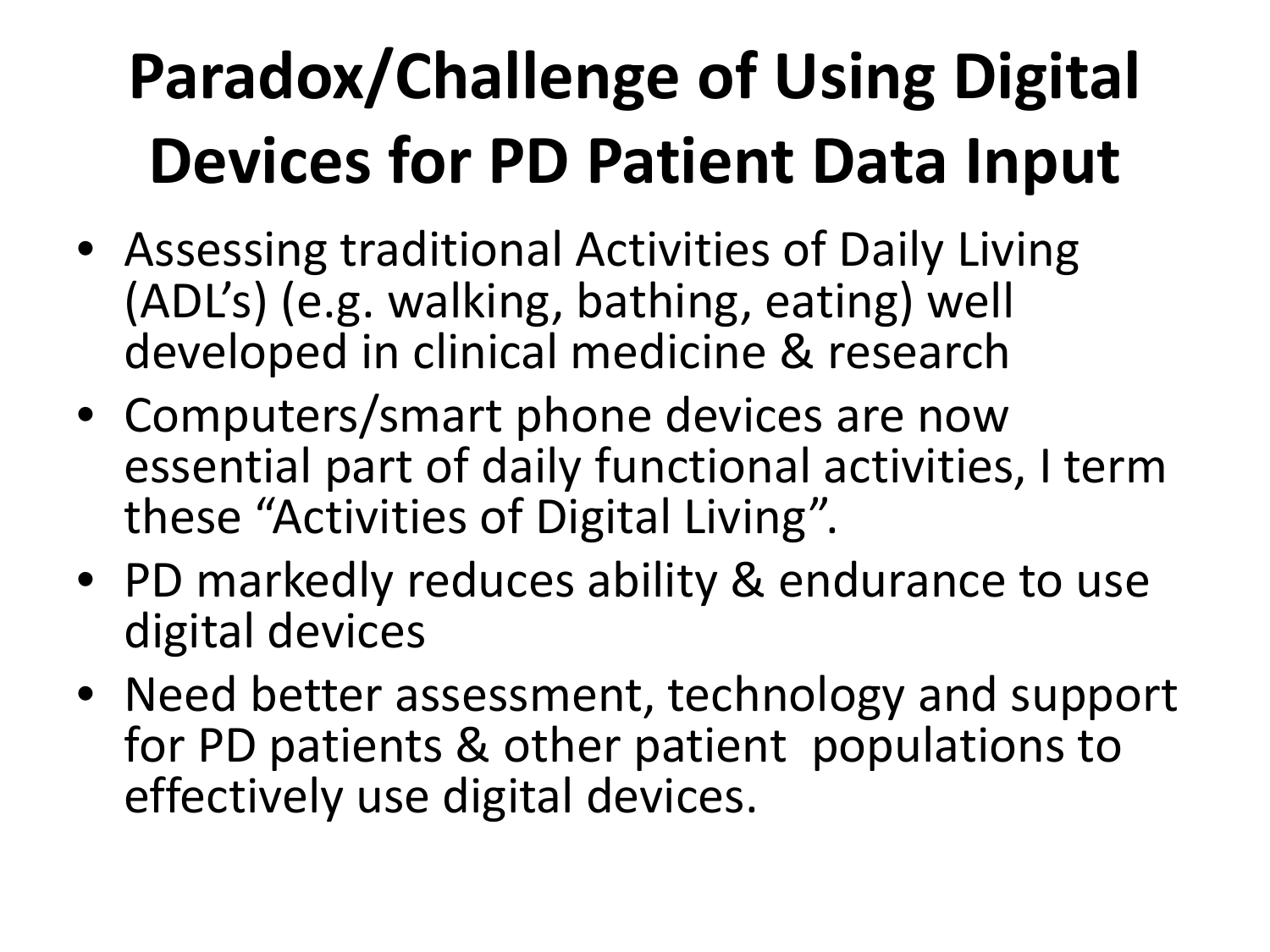# Paradox/Challenge of Using Digital Devices for PD Patient Data Input

- Assessing traditional Activities of Daily Living (ADL's) (e.g. walking, bathing, eating) well developed in clinical medicine & research
- Computers/smart phone devices are now essential part of daily functional activities, I term these "Activities of Digital Living".
- PD markedly reduces ability & endurance to use digital devices
- Need better assessment, technology and support for PD patients & other patient populations to effectively use digital devices.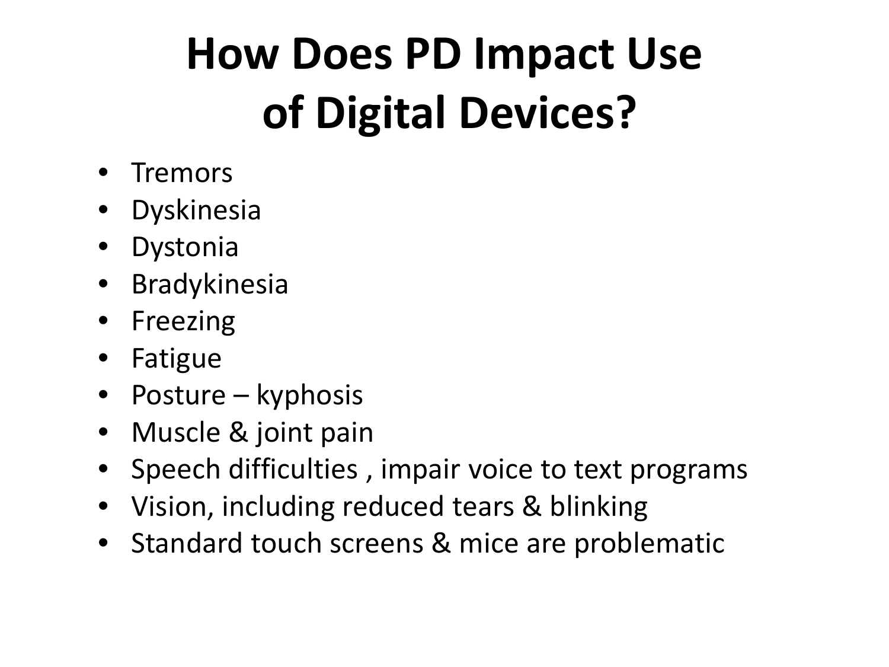# How Does PD Impact Use of Digital Devices?

- Tremors
- Dyskinesia
- Dystonia
- Bradykinesia
- Freezing
- Fatigue
- Posture – kyphosis
- Muscle & joint pain
- Speech difficulties , impair voice to text programs
- Vision, including reduced tears & blinking
- Standard touch screens & mice are problematic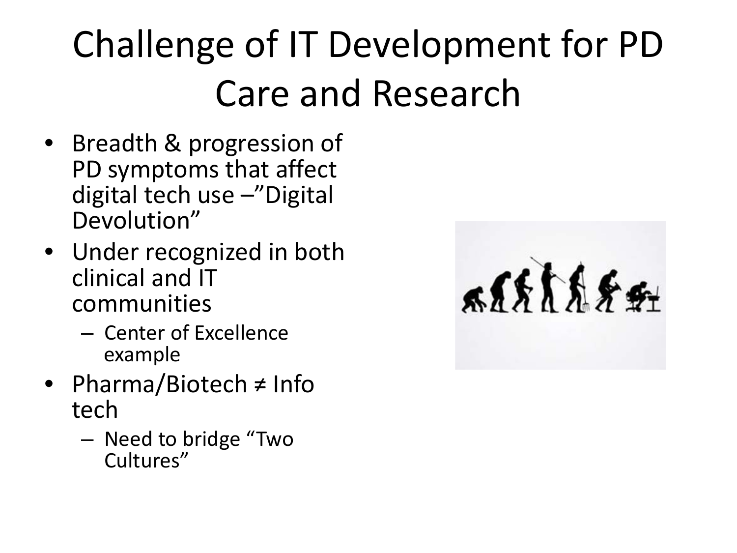# Challenge of IT Development for PD Care and Research

- Breadth & progression of PD symptoms that affect digital tech use –"Digital Devolution"
- Under recognized in both clinical and IT communities
  - Center of Excellence example
- Pharma/Biotech ≠ Info tech
  - Need to bridge "Two Cultures"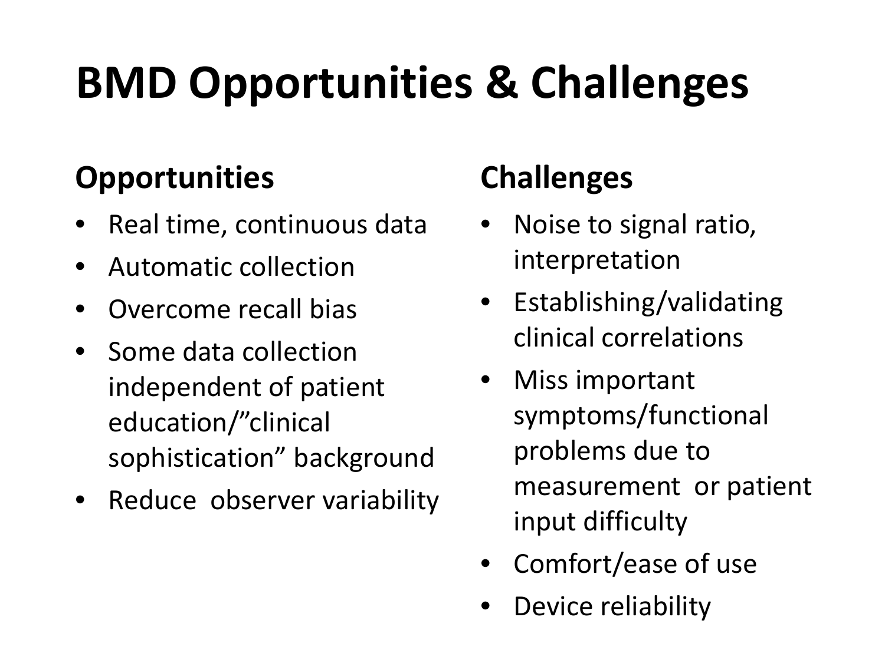# BMD Opportunities & Challenges

## Opportunities

- Real time, continuous data
- Automatic collection
- Overcome recall bias
- Some data collection independent of patient education/"clinical sophistication" background
- Reduce observer variability

## Challenges

- Noise to signal ratio, interpretation
- Establishing/validating clinical correlations
- Miss important symptoms/functional problems due to measurement or patient input difficulty
- Comfort/ease of use
- Device reliability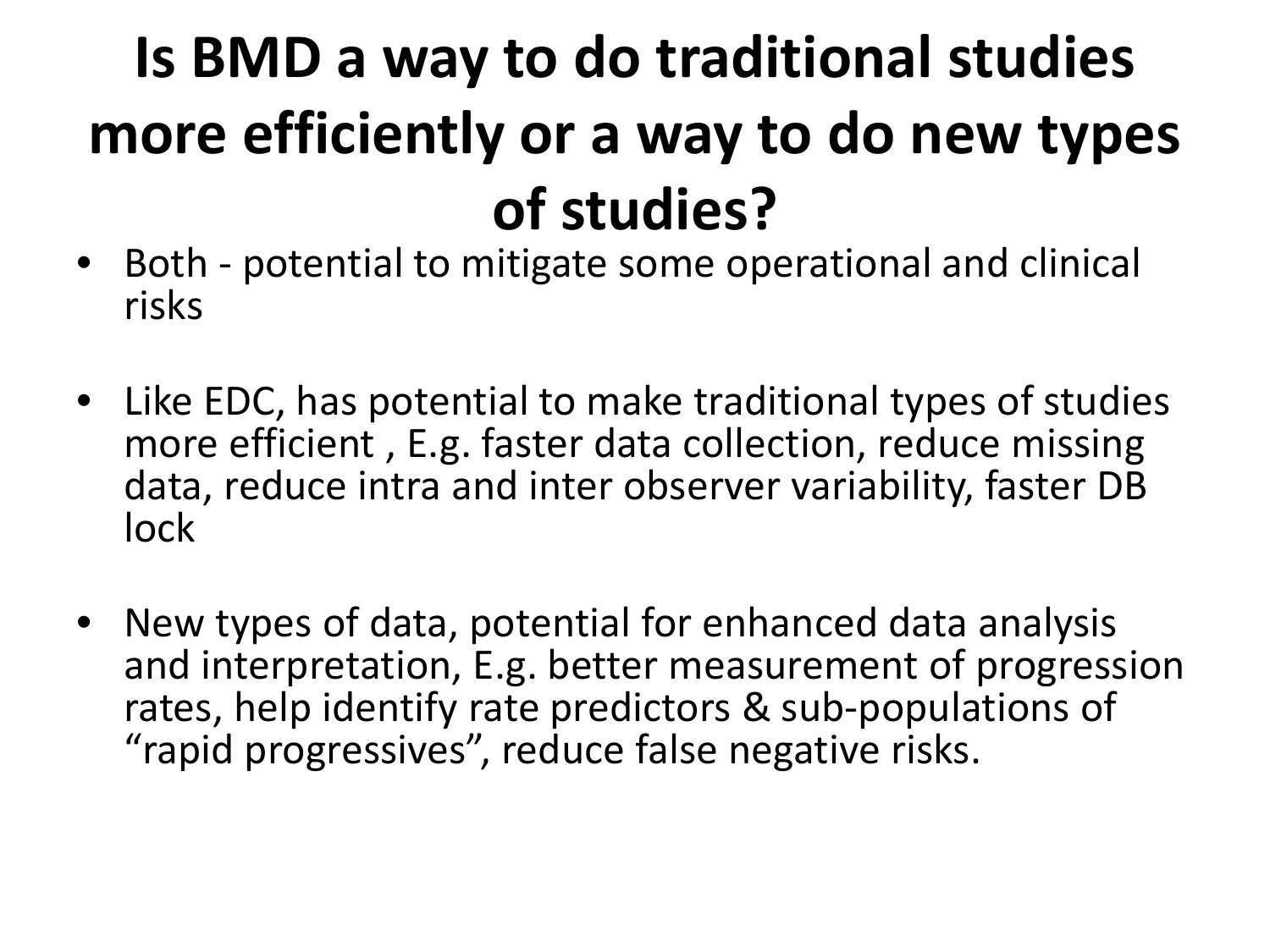# Is BMD a way to do traditional studies more efficiently or a way to do new types of studies?

- Both - potential to mitigate some operational and clinical risks
- Like EDC, has potential to make traditional types of studies more efficient , E.g. faster data collection, reduce missing data, reduce intra and inter observer variability, faster DB lock
- New types of data, potential for enhanced data analysis and interpretation, E.g. better measurement of progression rates, help identify rate predictors & sub-populations of “rapid progressives”, reduce false negative risks.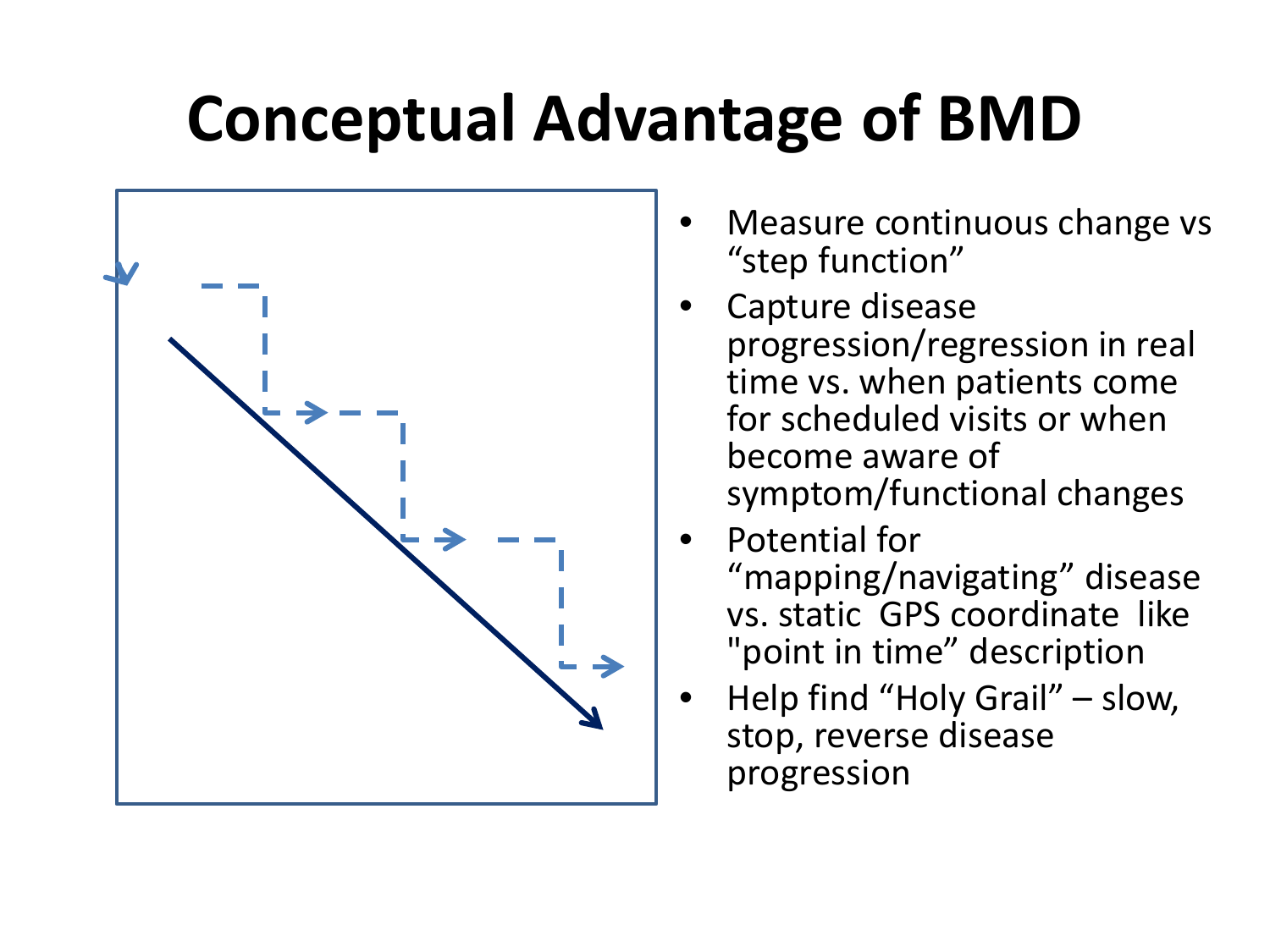# Conceptual Advantage of BMD

- Measure continuous change vs "step function"
- Capture disease progression/regression in real time vs. when patients come for scheduled visits or when become aware of symptom/functional changes
- Potential for "mapping/navigating" disease vs. static GPS coordinate like "point in time" description
- Help find "Holy Grail" – slow, stop, reverse disease progression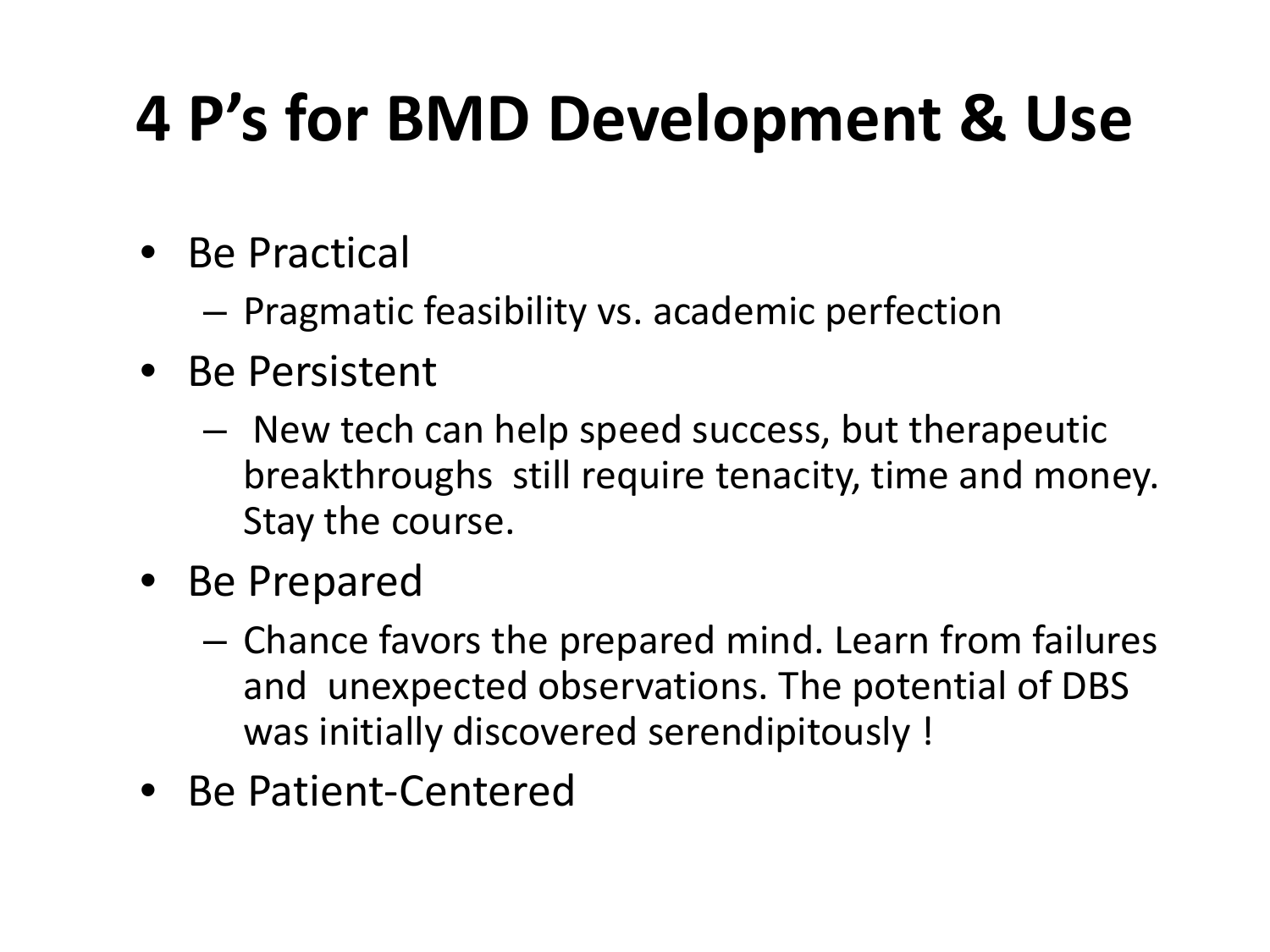# 4 P's for BMD Development & Use

- Be Practical
  - Pragmatic feasibility vs. academic perfection
- Be Persistent
  - New tech can help speed success, but therapeutic breakthroughs still require tenacity, time and money. Stay the course.
- Be Prepared
  - Chance favors the prepared mind. Learn from failures and unexpected observations. The potential of DBS was initially discovered serendipitously !
- Be Patient-Centered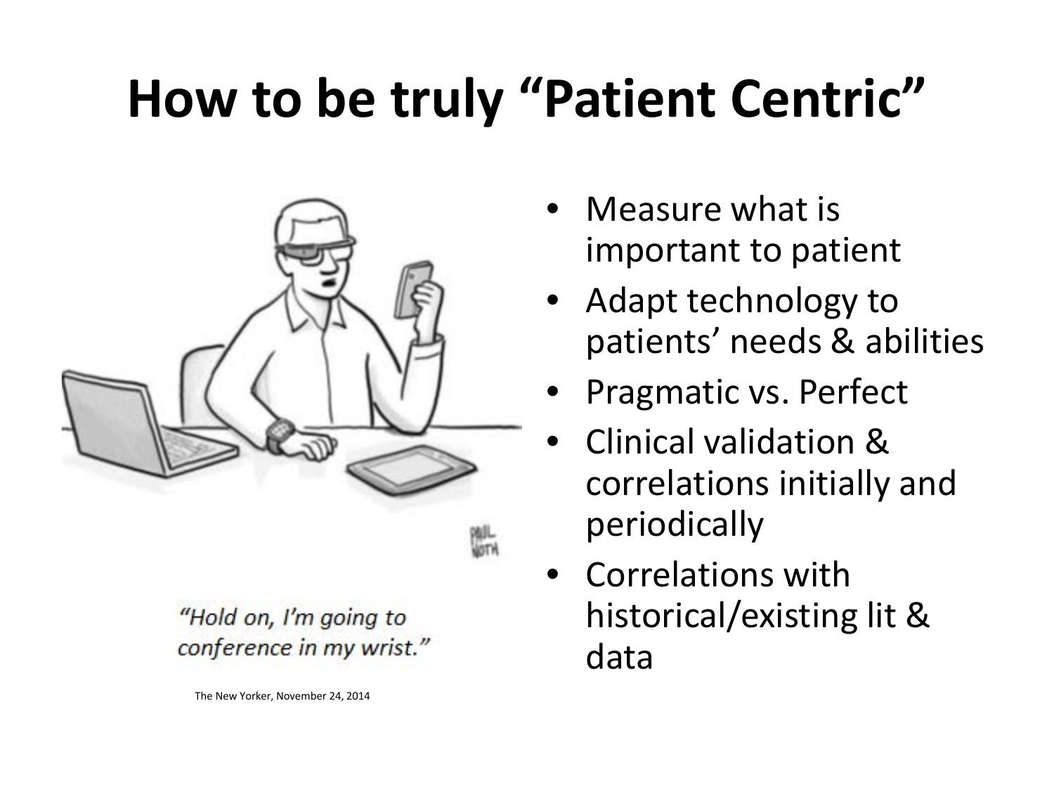# How to be truly "Patient Centric"

"Hold on, I'm going to conference in my wrist."

The New Yorker, November 24, 2014

- Measure what is important to patient
- Adapt technology to patients' needs & abilities
- Pragmatic vs. Perfect
- Clinical validation & correlations initially and periodically
- Correlations with historical/existing lit & data